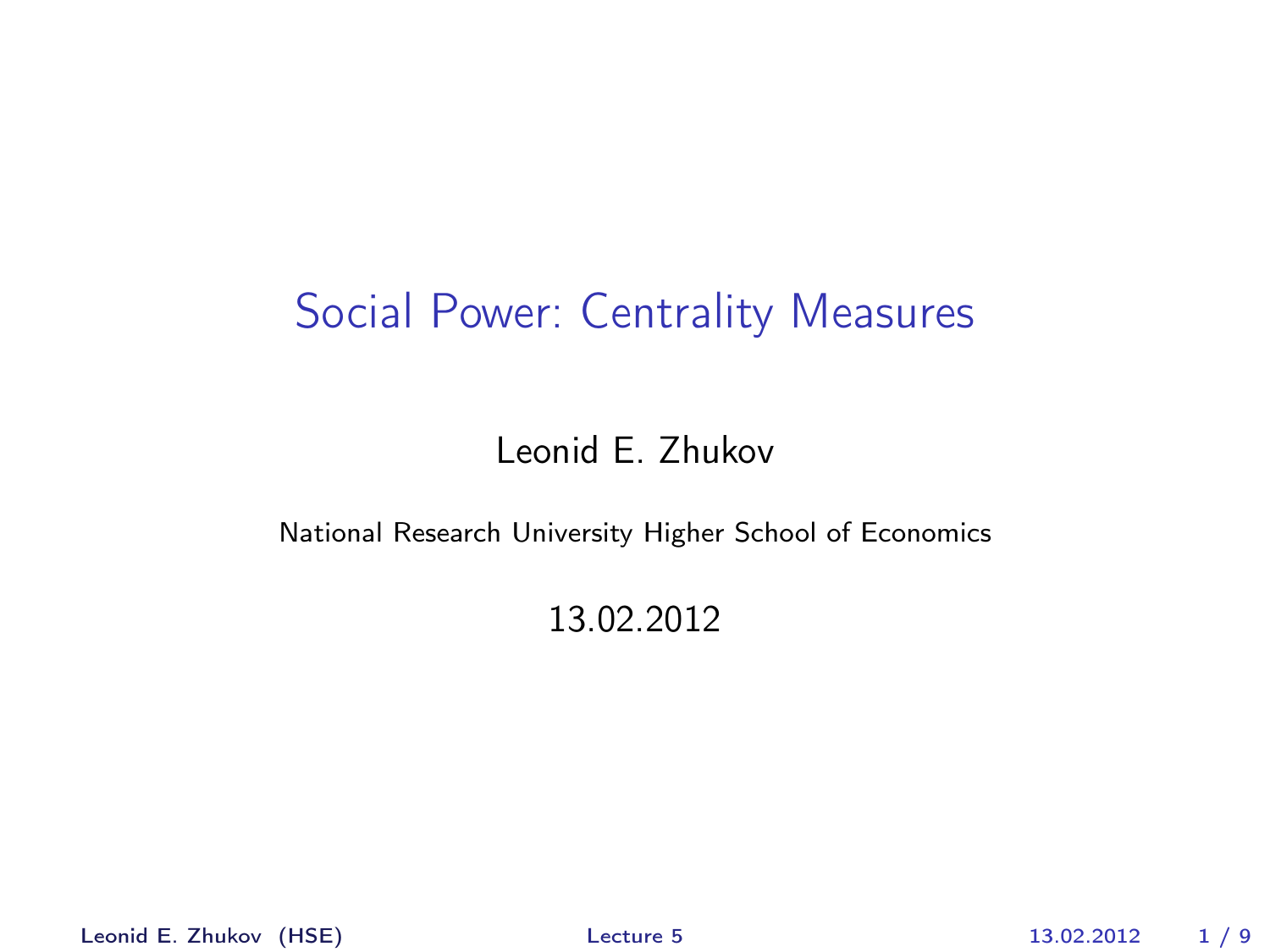# Social Power: Centrality Measures

Leonid E. Zhukov

National Research University Higher School of Economics

13.02.2012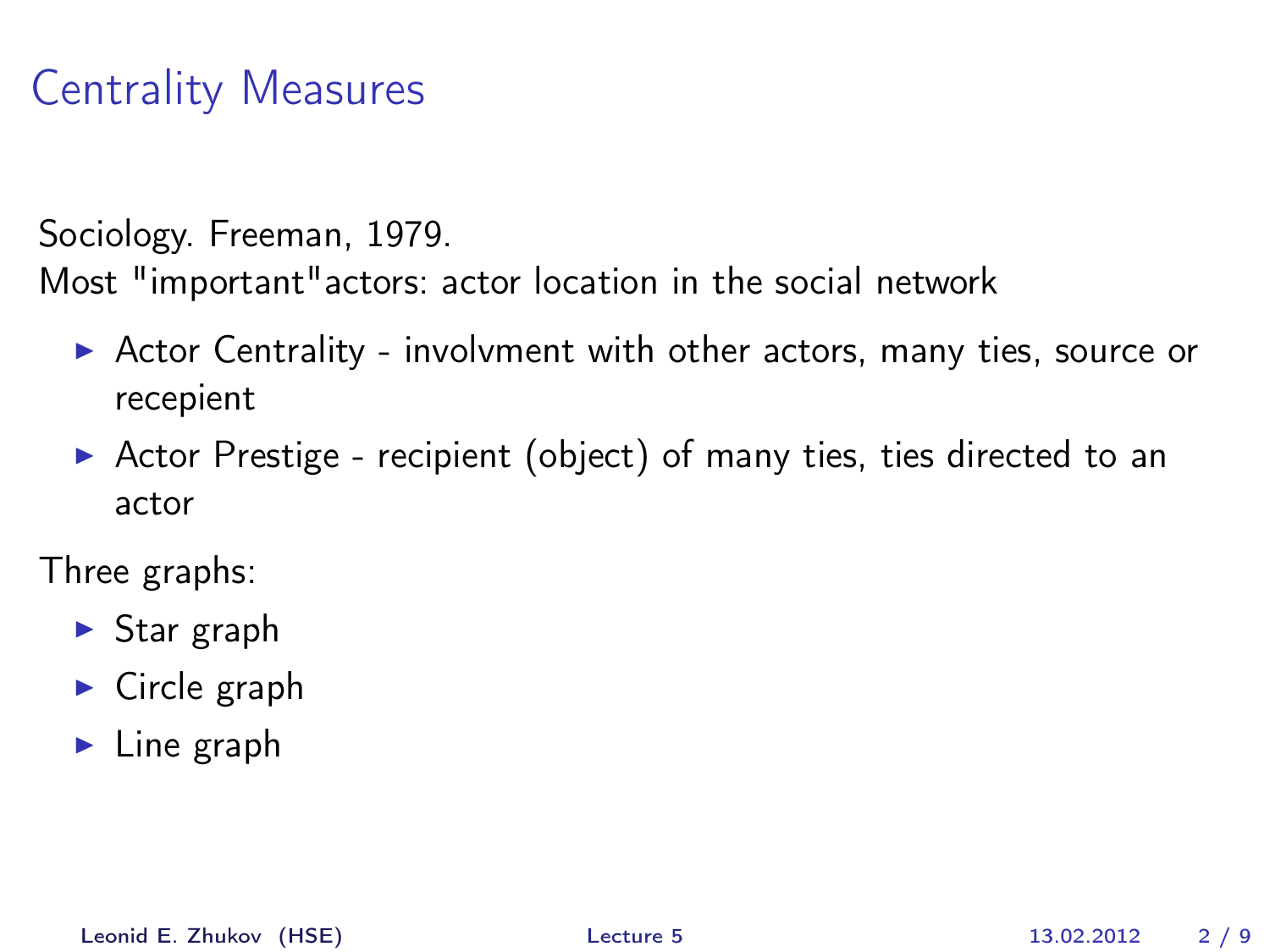# Centrality Measures

Sociology. Freeman, 1979.
Most "important"actors: actor location in the social network

- Actor Centrality - involvment with other actors, many ties, source or recepient
- Actor Prestige - recipient (object) of many ties, ties directed to an actor

Three graphs:

- Star graph
- Circle graph
- Line graph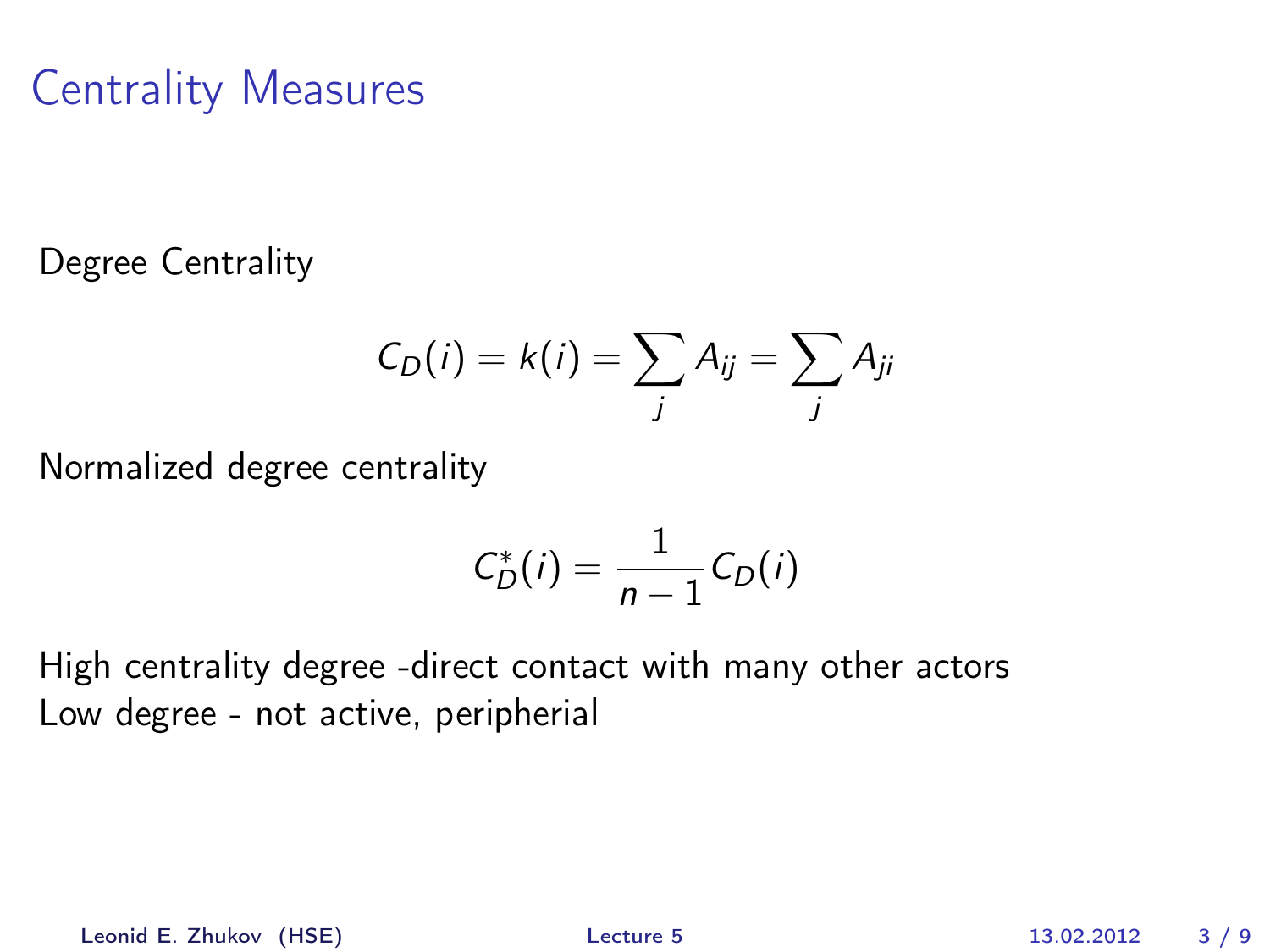# Centrality Measures

Degree Centrality

$$C_D(i) = k(i) = \sum_j A_{ij} = \sum_j A_{ji}$$

Normalized degree centrality

$$C_D^*(i) = \frac{1}{n-1} C_D(i)$$

High centrality degree -direct contact with many other actors
Low degree - not active, peripherial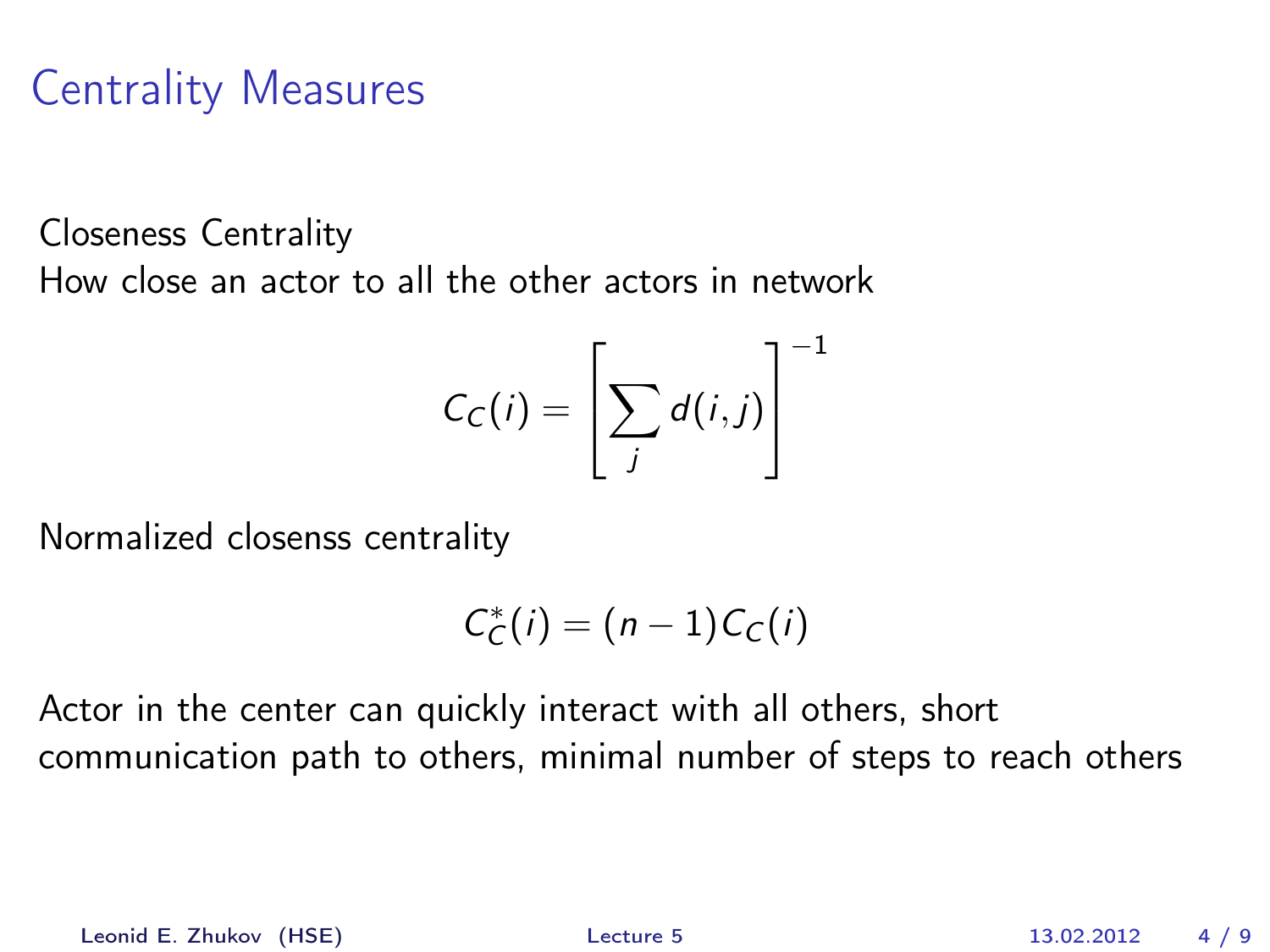# Centrality Measures

Closeness Centrality

How close an actor to all the other actors in network

$$C_C(i) = \left[ \sum_j d(i,j) \right]^{-1}$$

Normalized closenss centrality

$$C_C^*(i) = (n-1) C_C(i)$$

Actor in the center can quickly interact with all others, short communication path to others, minimal number of steps to reach others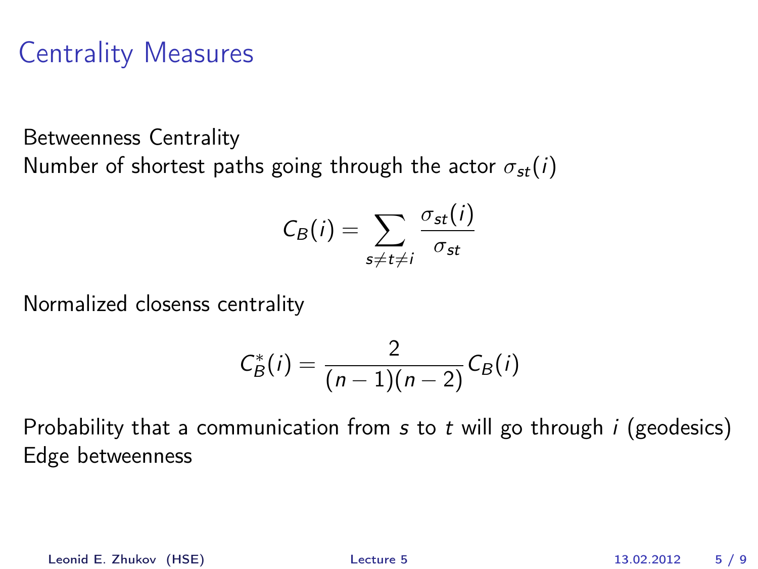# Centrality Measures

Betweenness Centrality

Number of shortest paths going through the actor $\sigma_{st}(i)$

$$C_B(i) = \sum_{s \neq t \neq i} \frac{\sigma_{st}(i)}{\sigma_{st}}$$

Normalized closenss centrality

$$C_B^*(i) = \frac{2}{(n-1)(n-2)} C_B(i)$$

Probability that a communication from $s$ to $t$ will go through $i$ (geodesics)

Edge betweenness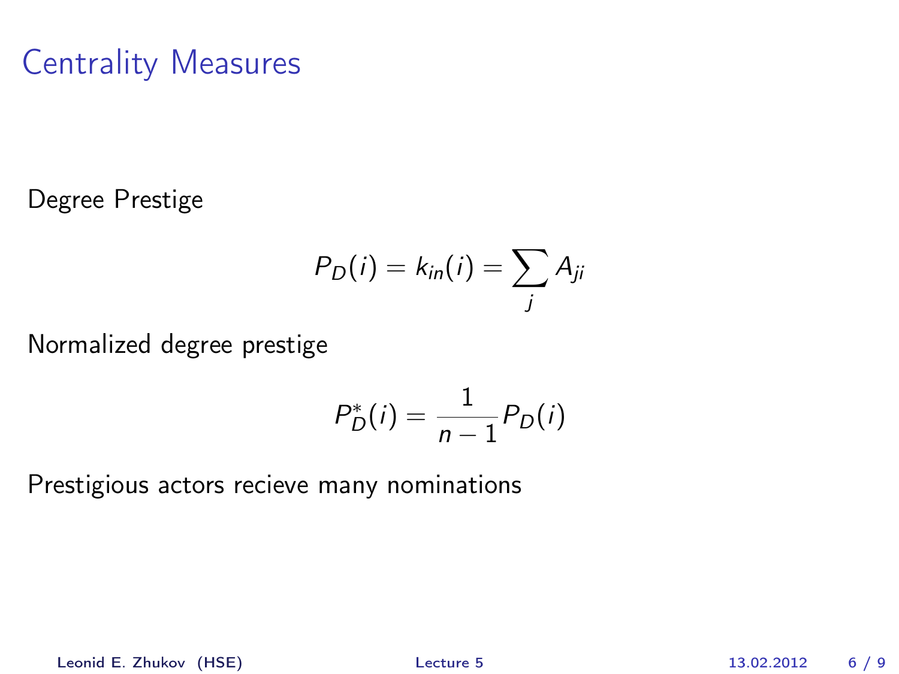# Centrality Measures

Degree Prestige

$$P_D(i) = k_{in}(i) = \sum_j A_{ji}$$

Normalized degree prestige

$$P_D^*(i) = \frac{1}{n-1} P_D(i)$$

Prestigious actors recieve many nominations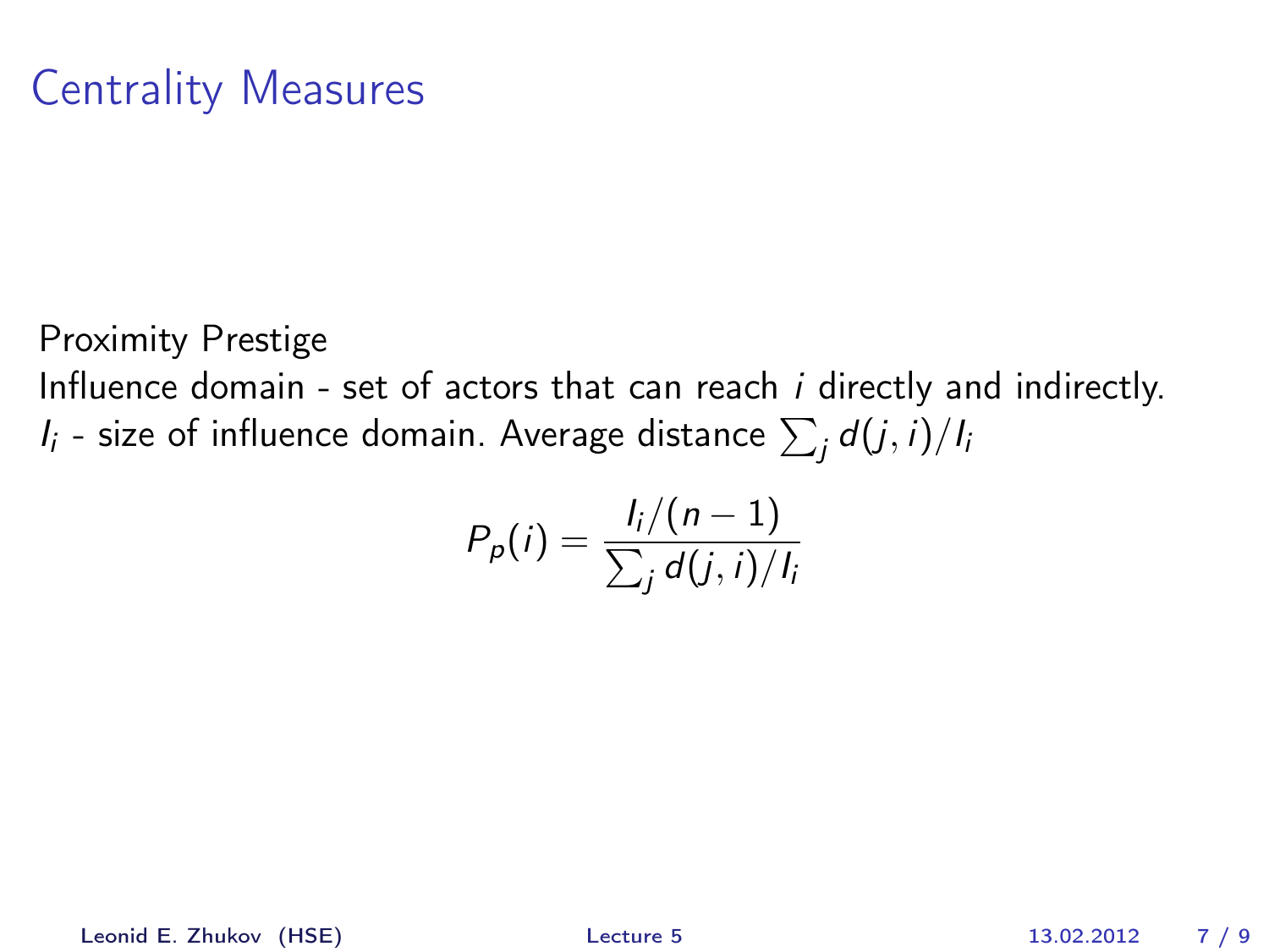# Centrality Measures

Proximity Prestige

Influence domain - set of actors that can reach $i$ directly and indirectly.

$I_i$ - size of influence domain. Average distance $\sum_j d(j,i)/I_i$

$$P_p(i) = \frac{I_i/(n-1)}{\sum_j d(j,i)/I_i}$$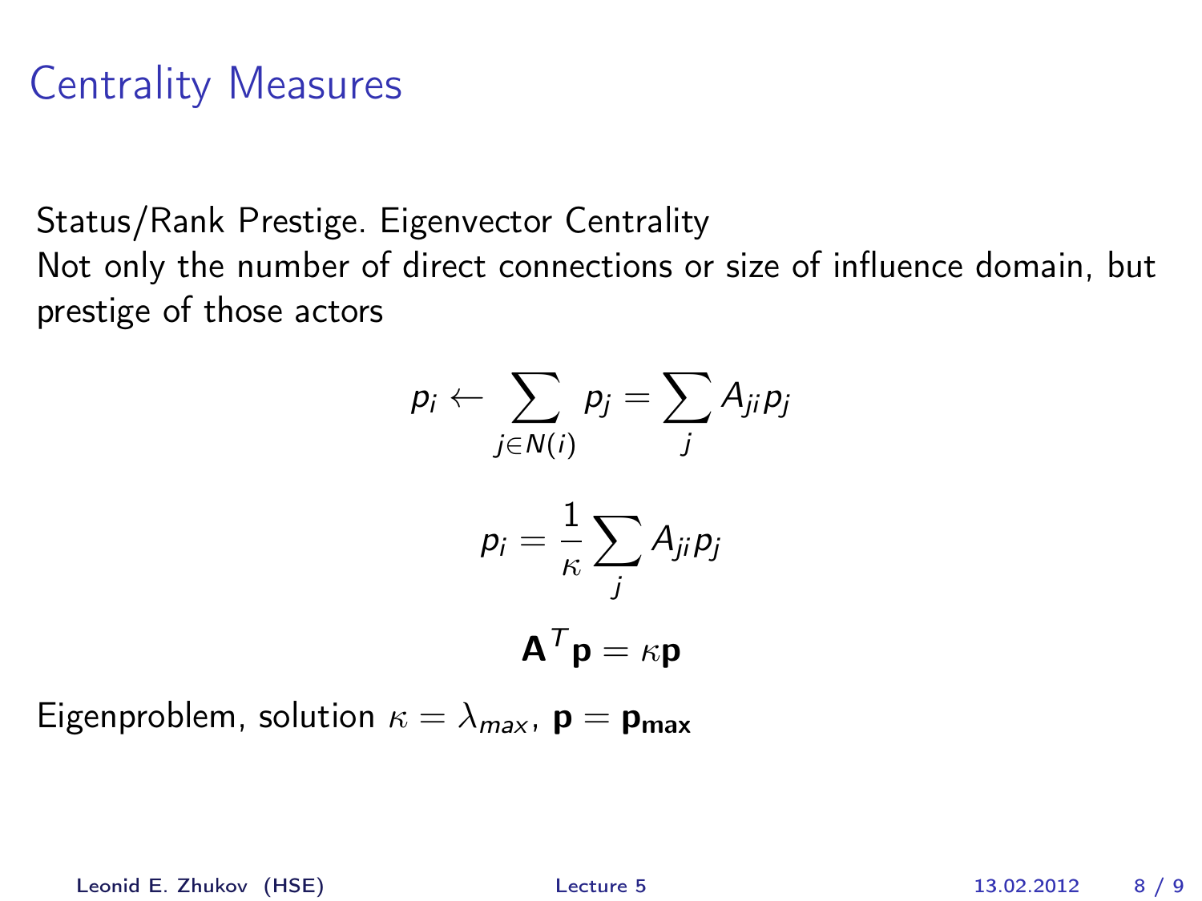# Centrality Measures

Status/Rank Prestige. Eigenvector Centrality

Not only the number of direct connections or size of influence domain, but prestige of those actors

$$p_i \leftarrow \sum_{j \in N(i)} p_j = \sum_j A_{ji} p_j$$

$$p_i = \frac{1}{\kappa} \sum_j A_{ji} p_j$$

$$\mathbf{A}^T \mathbf{p} = \kappa \mathbf{p}$$

Eigenproblem, solution $\kappa = \lambda_{max}$, $\mathbf{p} = \mathbf{p_{max}}$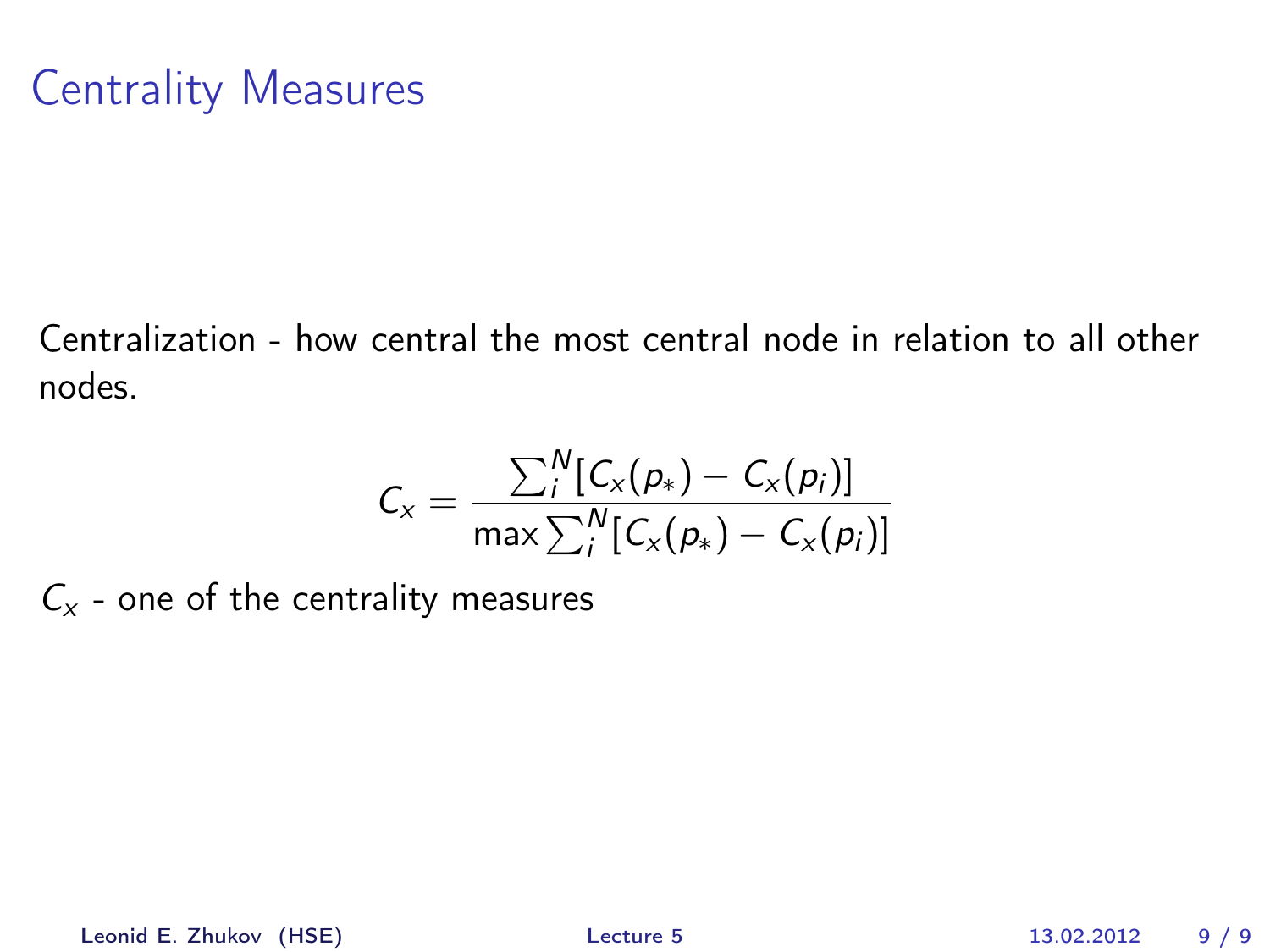# Centrality Measures

Centralization - how central the most central node in relation to all other nodes.

$$C_x = \frac{\sum_i^N [C_x(p_*) - C_x(p_i)]}{\max \sum_i^N [C_x(p_*) - C_x(p_i)]}$$

$C_x$ - one of the centrality measures